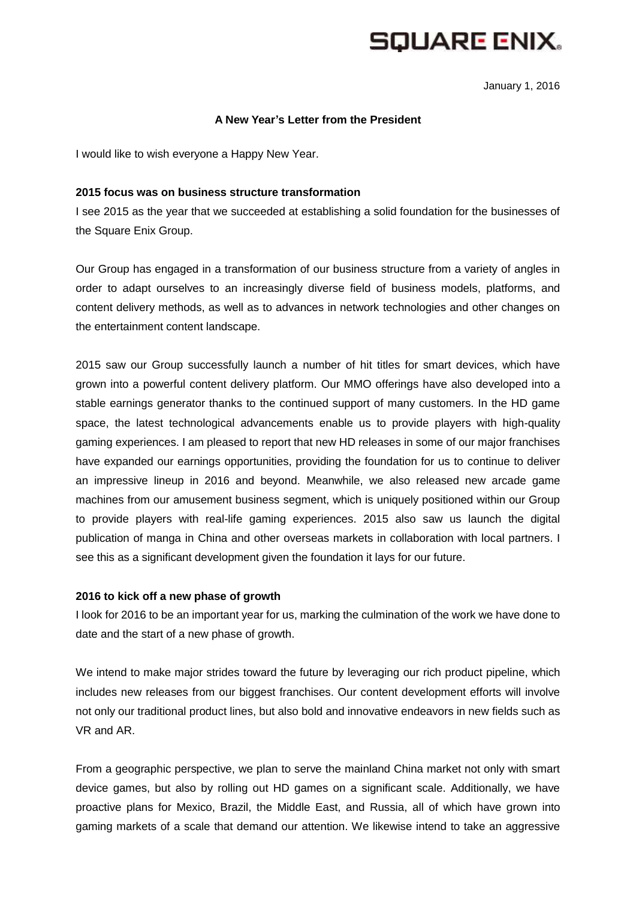SQUARE ENIX.

January 1, 2016

**A New Year's Letter from the President**

I would like to wish everyone a Happy New Year.

**2015 focus was on business structure transformation**

I see 2015 as the year that we succeeded at establishing a solid foundation for the businesses of the Square Enix Group.

Our Group has engaged in a transformation of our business structure from a variety of angles in order to adapt ourselves to an increasingly diverse field of business models, platforms, and content delivery methods, as well as to advances in network technologies and other changes on the entertainment content landscape.

2015 saw our Group successfully launch a number of hit titles for smart devices, which have grown into a powerful content delivery platform. Our MMO offerings have also developed into a stable earnings generator thanks to the continued support of many customers. In the HD game space, the latest technological advancements enable us to provide players with high-quality gaming experiences. I am pleased to report that new HD releases in some of our major franchises have expanded our earnings opportunities, providing the foundation for us to continue to deliver an impressive lineup in 2016 and beyond. Meanwhile, we also released new arcade game machines from our amusement business segment, which is uniquely positioned within our Group to provide players with real-life gaming experiences. 2015 also saw us launch the digital publication of manga in China and other overseas markets in collaboration with local partners. I see this as a significant development given the foundation it lays for our future.

**2016 to kick off a new phase of growth**

I look for 2016 to be an important year for us, marking the culmination of the work we have done to date and the start of a new phase of growth.

We intend to make major strides toward the future by leveraging our rich product pipeline, which includes new releases from our biggest franchises. Our content development efforts will involve not only our traditional product lines, but also bold and innovative endeavors in new fields such as VR and AR.

From a geographic perspective, we plan to serve the mainland China market not only with smart device games, but also by rolling out HD games on a significant scale. Additionally, we have proactive plans for Mexico, Brazil, the Middle East, and Russia, all of which have grown into gaming markets of a scale that demand our attention. We likewise intend to take an aggressive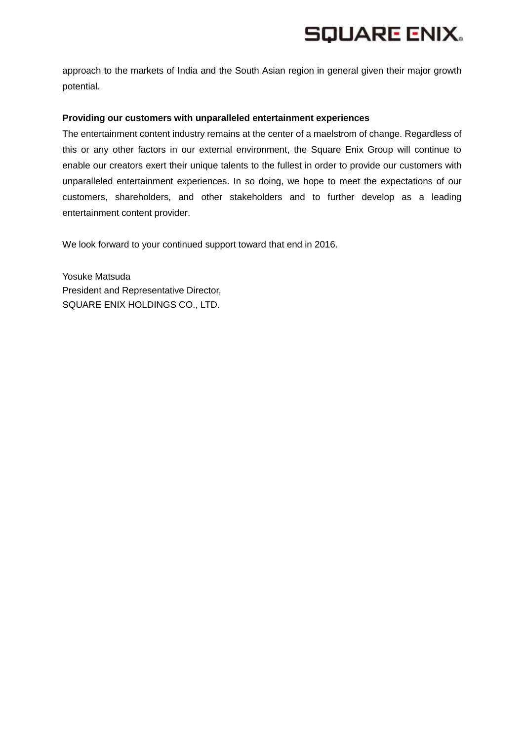approach to the markets of India and the South Asian region in general given their major growth potential.

**Providing our customers with unparalleled entertainment experiences**

The entertainment content industry remains at the center of a maelstrom of change. Regardless of this or any other factors in our external environment, the Square Enix Group will continue to enable our creators exert their unique talents to the fullest in order to provide our customers with unparalleled entertainment experiences. In so doing, we hope to meet the expectations of our customers, shareholders, and other stakeholders and to further develop as a leading entertainment content provider.

We look forward to your continued support toward that end in 2016.

Yosuke Matsuda
President and Representative Director,
SQUARE ENIX HOLDINGS CO., LTD.